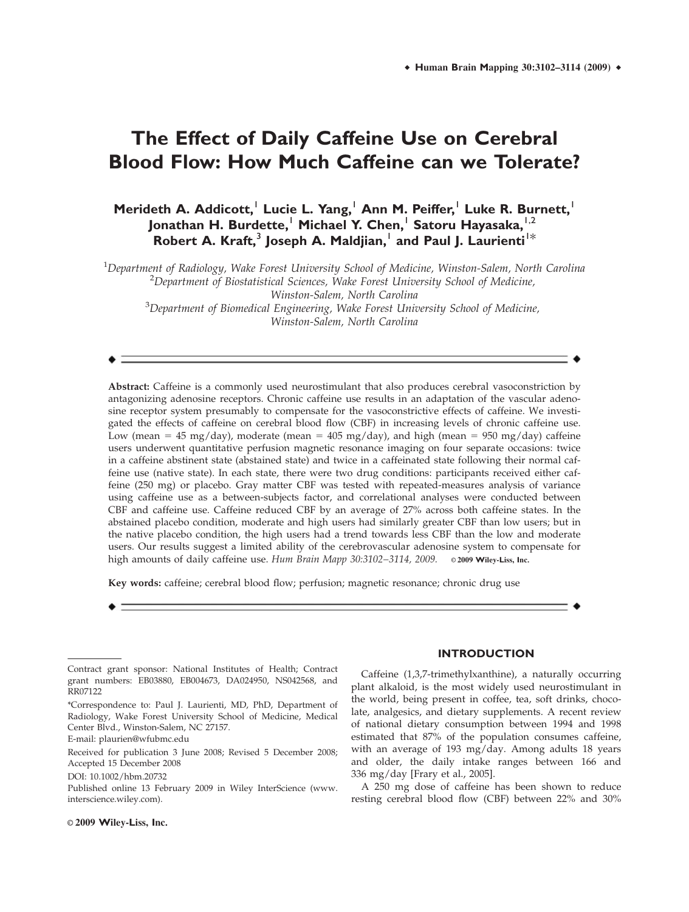# The Effect of Daily Caffeine Use on Cerebral Blood Flow: How Much Caffeine can we Tolerate?

**Merideth A. Addicott,[1] Lucie L. Yang,[1] Ann M. Peiffer,[1] Luke R. Burnett,[1] Jonathan H. Burdette,[1] Michael Y. Chen,[1] Satoru Hayasaka,[1,2] Robert A. Kraft,[3] Joseph A. Maldjian,[1] and Paul J. Laurienti[1]***

[1]*Department of Radiology, Wake Forest University School of Medicine, Winston-Salem, North Carolina*
[2]*Department of Biostatistical Sciences, Wake Forest University School of Medicine, Winston-Salem, North Carolina*
[3]*Department of Biomedical Engineering, Wake Forest University School of Medicine, Winston-Salem, North Carolina*

**Abstract:** Caffeine is a commonly used neurostimulant that also produces cerebral vasoconstriction by antagonizing adenosine receptors. Chronic caffeine use results in an adaptation of the vascular adenosine receptor system presumably to compensate for the vasoconstrictive effects of caffeine. We investigated the effects of caffeine on cerebral blood flow (CBF) in increasing levels of chronic caffeine use. Low (mean = 45 mg/day), moderate (mean = 405 mg/day), and high (mean = 950 mg/day) caffeine users underwent quantitative perfusion magnetic resonance imaging on four separate occasions: twice in a caffeine abstinent state (abstained state) and twice in a caffeinated state following their normal caffeine use (native state). In each state, there were two drug conditions: participants received either caffeine (250 mg) or placebo. Gray matter CBF was tested with repeated-measures analysis of variance using caffeine use as a between-subjects factor, and correlational analyses were conducted between CBF and caffeine use. Caffeine reduced CBF by an average of 27% across both caffeine states. In the abstained placebo condition, moderate and high users had similarly greater CBF than low users; but in the native placebo condition, the high users had a trend towards less CBF than the low and moderate users. Our results suggest a limited ability of the cerebrovascular adenosine system to compensate for high amounts of daily caffeine use. *Hum Brain Mapp 30:3102–3114, 2009.* © **2009 Wiley-Liss, Inc.**

**Key words:** caffeine; cerebral blood flow; perfusion; magnetic resonance; chronic drug use

---

Contract grant sponsor: National Institutes of Health; Contract grant numbers: EB03880, EB004673, DA024950, NS042568, and RR07122

*Correspondence to: Paul J. Laurienti, MD, PhD, Department of Radiology, Wake Forest University School of Medicine, Medical Center Blvd., Winston-Salem, NC 27157.
E-mail: plaurien@wfubmc.edu

Received for publication 3 June 2008; Revised 5 December 2008; Accepted 15 December 2008

DOI: 10.1002/hbm.20732

Published online 13 February 2009 in Wiley InterScience (www.interscience.wiley.com).

© **2009 Wiley-Liss, Inc.**

## INTRODUCTION

Caffeine (1,3,7-trimethylxanthine), a naturally occurring plant alkaloid, is the most widely used neurostimulant in the world, being present in coffee, tea, soft drinks, chocolate, analgesics, and dietary supplements. A recent review of national dietary consumption between 1994 and 1998 estimated that 87% of the population consumes caffeine, with an average of 193 mg/day. Among adults 18 years and older, the daily intake ranges between 166 and 336 mg/day [Frary et al., 2005].

A 250 mg dose of caffeine has been shown to reduce resting cerebral blood flow (CBF) between 22% and 30%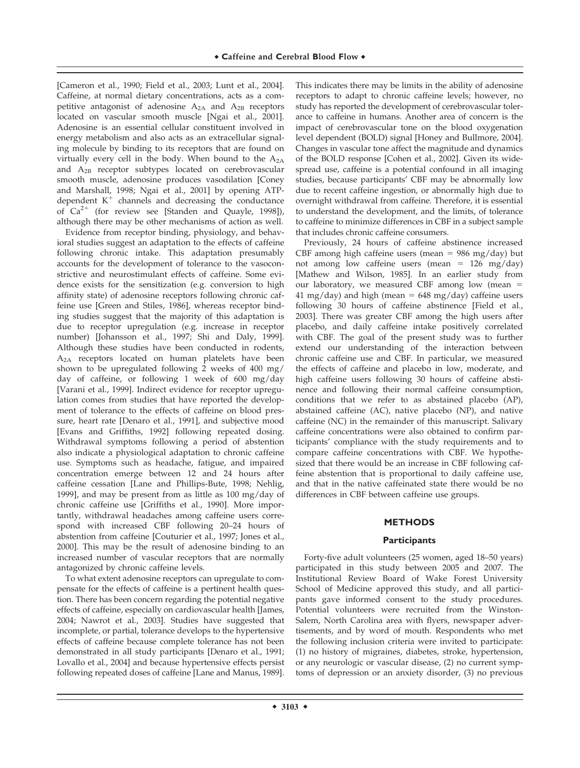[Cameron et al., 1990; Field et al., 2003; Lunt et al., 2004]. Caffeine, at normal dietary concentrations, acts as a competitive antagonist of adenosine $A_{2A}$ and $A_{2B}$ receptors located on vascular smooth muscle [Ngai et al., 2001]. Adenosine is an essential cellular constituent involved in energy metabolism and also acts as an extracellular signaling molecule by binding to its receptors that are found on virtually every cell in the body. When bound to the $A_{2A}$ and $A_{2B}$ receptor subtypes located on cerebrovascular smooth muscle, adenosine produces vasodilation [Coney and Marshall, 1998; Ngai et al., 2001] by opening ATP-dependent $K^+$ channels and decreasing the conductance of $Ca^{2+}$ (for review see [Standen and Quayle, 1998]), although there may be other mechanisms of action as well.

Evidence from receptor binding, physiology, and behavioral studies suggest an adaptation to the effects of caffeine following chronic intake. This adaptation presumably accounts for the development of tolerance to the vasoconstrictive and neurostimulant effects of caffeine. Some evidence exists for the sensitization (e.g. conversion to high affinity state) of adenosine receptors following chronic caffeine use [Green and Stiles, 1986], whereas receptor binding studies suggest that the majority of this adaptation is due to receptor upregulation (e.g. increase in receptor number) [Johansson et al., 1997; Shi and Daly, 1999]. Although these studies have been conducted in rodents, $A_{2A}$ receptors located on human platelets have been shown to be upregulated following 2 weeks of 400 mg/day of caffeine, or following 1 week of 600 mg/day [Varani et al., 1999]. Indirect evidence for receptor upregulation comes from studies that have reported the development of tolerance to the effects of caffeine on blood pressure, heart rate [Denaro et al., 1991], and subjective mood [Evans and Griffiths, 1992] following repeated dosing. Withdrawal symptoms following a period of abstention also indicate a physiological adaptation to chronic caffeine use. Symptoms such as headache, fatigue, and impaired concentration emerge between 12 and 24 hours after caffeine cessation [Lane and Phillips-Bute, 1998; Nehlig, 1999], and may be present from as little as 100 mg/day of chronic caffeine use [Griffiths et al., 1990]. More importantly, withdrawal headaches among caffeine users correspond with increased CBF following 20–24 hours of abstention from caffeine [Couturier et al., 1997; Jones et al., 2000]. This may be the result of adenosine binding to an increased number of vascular receptors that are normally antagonized by chronic caffeine levels.

To what extent adenosine receptors can upregulate to compensate for the effects of caffeine is a pertinent health question. There has been concern regarding the potential negative effects of caffeine, especially on cardiovascular health [James, 2004; Nawrot et al., 2003]. Studies have suggested that incomplete, or partial, tolerance develops to the hypertensive effects of caffeine because complete tolerance has not been demonstrated in all study participants [Denaro et al., 1991; Lovallo et al., 2004] and because hypertensive effects persist following repeated doses of caffeine [Lane and Manus, 1989]. This indicates there may be limits in the ability of adenosine receptors to adapt to chronic caffeine levels; however, no study has reported the development of cerebrovascular tolerance to caffeine in humans. Another area of concern is the impact of cerebrovascular tone on the blood oxygenation level dependent (BOLD) signal [Honey and Bullmore, 2004]. Changes in vascular tone affect the magnitude and dynamics of the BOLD response [Cohen et al., 2002]. Given its widespread use, caffeine is a potential confound in all imaging studies, because participants' CBF may be abnormally low due to recent caffeine ingestion, or abnormally high due to overnight withdrawal from caffeine. Therefore, it is essential to understand the development, and the limits, of tolerance to caffeine to minimize differences in CBF in a subject sample that includes chronic caffeine consumers.

Previously, 24 hours of caffeine abstinence increased CBF among high caffeine users (mean = 986 mg/day) but not among low caffeine users (mean = 126 mg/day) [Mathew and Wilson, 1985]. In an earlier study from our laboratory, we measured CBF among low (mean = 41 mg/day) and high (mean = 648 mg/day) caffeine users following 30 hours of caffeine abstinence [Field et al., 2003]. There was greater CBF among the high users after placebo, and daily caffeine intake positively correlated with CBF. The goal of the present study was to further extend our understanding of the interaction between chronic caffeine use and CBF. In particular, we measured the effects of caffeine and placebo in low, moderate, and high caffeine users following 30 hours of caffeine abstinence and following their normal caffeine consumption, conditions that we refer to as abstained placebo (AP), abstained caffeine (AC), native placebo (NP), and native caffeine (NC) in the remainder of this manuscript. Salivary caffeine concentrations were also obtained to confirm participants' compliance with the study requirements and to compare caffeine concentrations with CBF. We hypothesized that there would be an increase in CBF following caffeine abstention that is proportional to daily caffeine use, and that in the native caffeinated state there would be no differences in CBF between caffeine use groups.

## METHODS

### Participants

Forty-five adult volunteers (25 women, aged 18–50 years) participated in this study between 2005 and 2007. The Institutional Review Board of Wake Forest University School of Medicine approved this study, and all participants gave informed consent to the study procedures. Potential volunteers were recruited from the Winston-Salem, North Carolina area with flyers, newspaper advertisements, and by word of mouth. Respondents who met the following inclusion criteria were invited to participate: (1) no history of migraines, diabetes, stroke, hypertension, or any neurologic or vascular disease, (2) no current symptoms of depression or an anxiety disorder, (3) no previous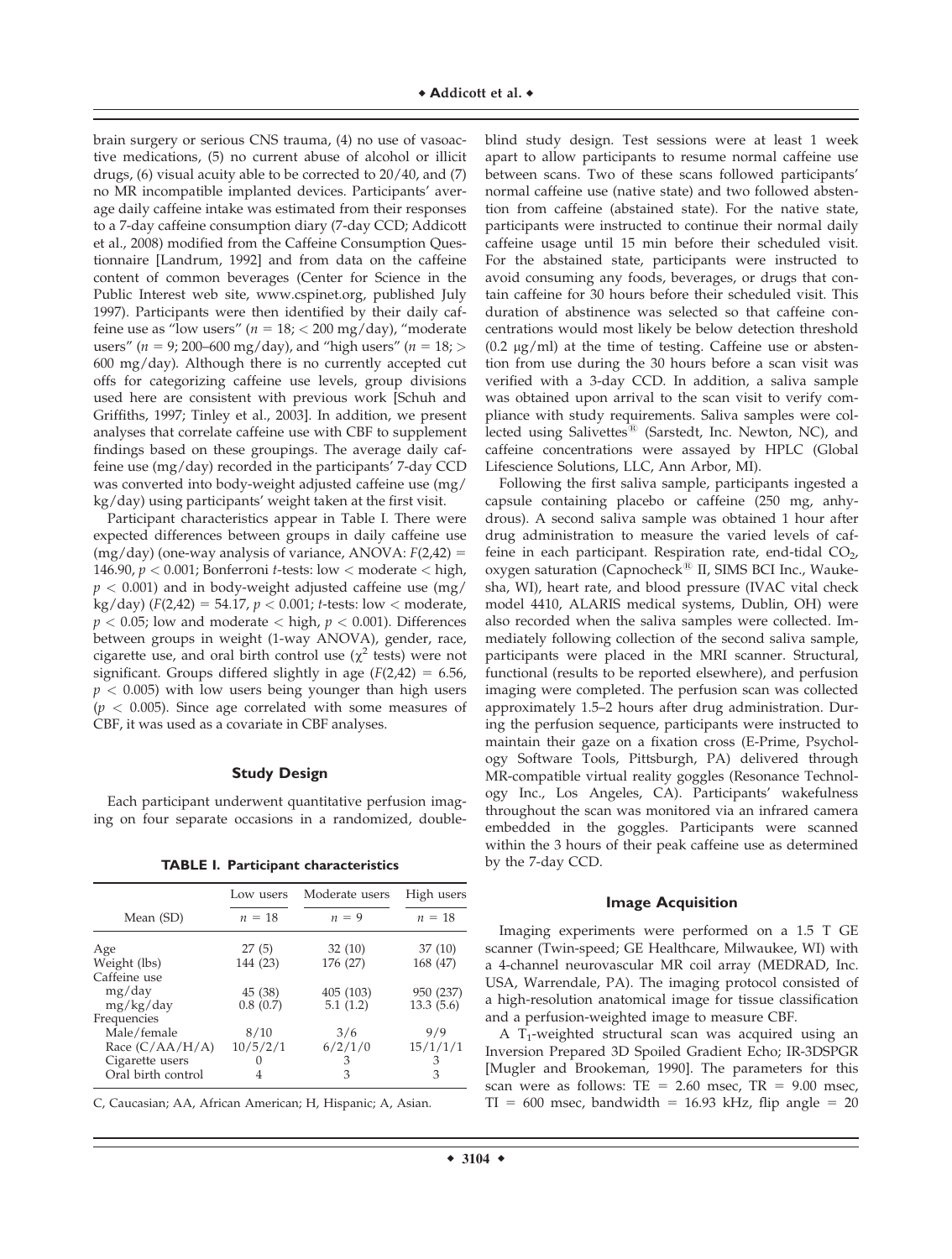brain surgery or serious CNS trauma, (4) no use of vasoactive medications, (5) no current abuse of alcohol or illicit drugs, (6) visual acuity able to be corrected to 20/40, and (7) no MR incompatible implanted devices. Participants' average daily caffeine intake was estimated from their responses to a 7-day caffeine consumption diary (7-day CCD; Addicott et al., 2008) modified from the Caffeine Consumption Questionnaire [Landrum, 1992] and from data on the caffeine content of common beverages (Center for Science in the Public Interest web site, www.cspinet.org, published July 1997). Participants were then identified by their daily caffeine use as "low users" ($n = 18$; $< 200$ mg/day), "moderate users" ($n = 9$; 200–600 mg/day), and "high users" ($n = 18$; $>$ 600 mg/day). Although there is no currently accepted cut offs for categorizing caffeine use levels, group divisions used here are consistent with previous work [Schuh and Griffiths, 1997; Tinley et al., 2003]. In addition, we present analyses that correlate caffeine use with CBF to supplement findings based on these groupings. The average daily caffeine use (mg/day) recorded in the participants' 7-day CCD was converted into body-weight adjusted caffeine use (mg/kg/day) using participants' weight taken at the first visit.

Participant characteristics appear in Table I. There were expected differences between groups in daily caffeine use (mg/day) (one-way analysis of variance, ANOVA: $F(2,42) = 146.90$, $p < 0.001$; Bonferroni $t$-tests: low $<$ moderate $<$ high, $p < 0.001$) and in body-weight adjusted caffeine use (mg/kg/day) ($F(2,42) = 54.17$, $p < 0.001$; $t$-tests: low $<$ moderate, $p < 0.05$; low and moderate $<$ high, $p < 0.001$). Differences between groups in weight (1-way ANOVA), gender, race, cigarette use, and oral birth control use ($\chi^2$ tests) were not significant. Groups differed slightly in age ($F(2,42) = 6.56$, $p < 0.005$) with low users being younger than high users ($p < 0.005$). Since age correlated with some measures of CBF, it was used as a covariate in CBF analyses.

## Study Design

Each participant underwent quantitative perfusion imaging on four separate occasions in a randomized, double-blind study design. Test sessions were at least 1 week apart to allow participants to resume normal caffeine use between scans. Two of these scans followed participants' normal caffeine use (native state) and two followed abstention from caffeine (abstained state). For the native state, participants were instructed to continue their normal daily caffeine usage until 15 min before their scheduled visit. For the abstained state, participants were instructed to avoid consuming any foods, beverages, or drugs that contain caffeine for 30 hours before their scheduled visit. This duration of abstinence was selected so that caffeine concentrations would most likely be below detection threshold (0.2 μg/ml) at the time of testing. Caffeine use or abstention from use during the 30 hours before a scan visit was verified with a 3-day CCD. In addition, a saliva sample was obtained upon arrival to the scan visit to verify compliance with study requirements. Saliva samples were collected using Salivettes® (Sarstedt, Inc. Newton, NC), and caffeine concentrations were assayed by HPLC (Global Lifescience Solutions, LLC, Ann Arbor, MI).

Following the first saliva sample, participants ingested a capsule containing placebo or caffeine (250 mg, anhydrous). A second saliva sample was obtained 1 hour after drug administration to measure the varied levels of caffeine in each participant. Respiration rate, end-tidal $CO_2$, oxygen saturation (Capnocheck® II, SIMS BCI Inc., Waukesha, WI), heart rate, and blood pressure (IVAC vital check model 4410, ALARIS medical systems, Dublin, OH) were also recorded when the saliva samples were collected. Immediately following collection of the second saliva sample, participants were placed in the MRI scanner. Structural, functional (results to be reported elsewhere), and perfusion imaging were completed. The perfusion scan was collected approximately 1.5–2 hours after drug administration. During the perfusion sequence, participants were instructed to maintain their gaze on a fixation cross (E-Prime, Psychology Software Tools, Pittsburgh, PA) delivered through MR-compatible virtual reality goggles (Resonance Technology Inc., Los Angeles, CA). Participants' wakefulness throughout the scan was monitored via an infrared camera embedded in the goggles. Participants were scanned within the 3 hours of their peak caffeine use as determined by the 7-day CCD.

**TABLE I. Participant characteristics**

| Mean (SD) | Low users $n = 18$ | Moderate users $n = 9$ | High users $n = 18$ |
|---|---|---|---|
| Age | 27 (5) | 32 (10) | 37 (10) |
| Weight (lbs) | 144 (23) | 176 (27) | 168 (47) |
| Caffeine use | | | |
| mg/day | 45 (38) | 405 (103) | 950 (237) |
| mg/kg/day | 0.8 (0.7) | 5.1 (1.2) | 13.3 (5.6) |
| Frequencies | | | |
| Male/female | 8/10 | 3/6 | 9/9 |
| Race (C/AA/H/A) | 10/5/2/1 | 6/2/1/0 | 15/1/1/1 |
| Cigarette users | 0 | 3 | 3 |
| Oral birth control | 4 | 3 | 3 |

C, Caucasian; AA, African American; H, Hispanic; A, Asian.

## Image Acquisition

Imaging experiments were performed on a 1.5 T GE scanner (Twin-speed; GE Healthcare, Milwaukee, WI) with a 4-channel neurovascular MR coil array (MEDRAD, Inc. USA, Warrendale, PA). The imaging protocol consisted of a high-resolution anatomical image for tissue classification and a perfusion-weighted image to measure CBF.

A $T_1$-weighted structural scan was acquired using an Inversion Prepared 3D Spoiled Gradient Echo; IR-3DSPGR [Mugler and Brookeman, 1990]. The parameters for this scan were as follows: TE = 2.60 msec, TR = 9.00 msec, TI = 600 msec, bandwidth = 16.93 kHz, flip angle = 20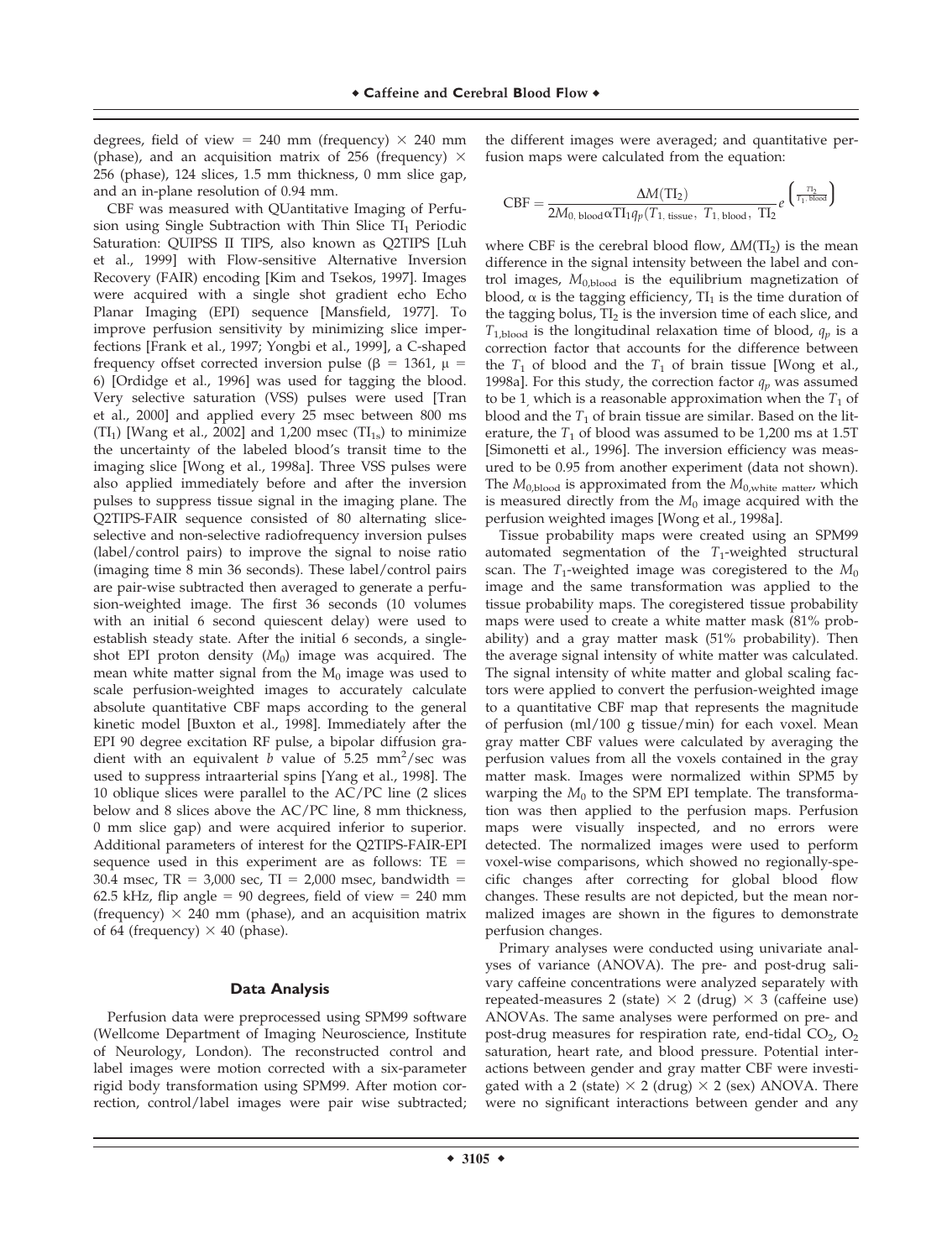degrees, field of view = 240 mm (frequency) × 240 mm (phase), and an acquisition matrix of 256 (frequency) × 256 (phase), 124 slices, 1.5 mm thickness, 0 mm slice gap, and an in-plane resolution of 0.94 mm.

CBF was measured with QUantitative Imaging of Perfusion using Single Subtraction with Thin Slice $TI_1$ Periodic Saturation: QUIPSS II TIPS, also known as Q2TIPS [Luh et al., 1999] with Flow-sensitive Alternative Inversion Recovery (FAIR) encoding [Kim and Tsekos, 1997]. Images were acquired with a single shot gradient echo Echo Planar Imaging (EPI) sequence [Mansfield, 1977]. To improve perfusion sensitivity by minimizing slice imperfections [Frank et al., 1997; Yongbi et al., 1999], a C-shaped frequency offset corrected inversion pulse ($\beta$ = 1361, $\mu$ = 6) [Ordidge et al., 1996] was used for tagging the blood. Very selective saturation (VSS) pulses were used [Tran et al., 2000] and applied every 25 msec between 800 ms ($TI_1$) [Wang et al., 2002] and 1,200 msec ($TI_{1s}$) to minimize the uncertainty of the labeled blood's transit time to the imaging slice [Wong et al., 1998a]. Three VSS pulses were also applied immediately before and after the inversion pulses to suppress tissue signal in the imaging plane. The Q2TIPS-FAIR sequence consisted of 80 alternating slice-selective and non-selective radiofrequency inversion pulses (label/control pairs) to improve the signal to noise ratio (imaging time 8 min 36 seconds). These label/control pairs are pair-wise subtracted then averaged to generate a perfusion-weighted image. The first 36 seconds (10 volumes with an initial 6 second quiescent delay) were used to establish steady state. After the initial 6 seconds, a single-shot EPI proton density ($M_0$) image was acquired. The mean white matter signal from the $M_0$ image was used to scale perfusion-weighted images to accurately calculate absolute quantitative CBF maps according to the general kinetic model [Buxton et al., 1998]. Immediately after the EPI 90 degree excitation RF pulse, a bipolar diffusion gradient with an equivalent $b$ value of 5.25 $mm^2$/sec was used to suppress intraarterial spins [Yang et al., 1998]. The 10 oblique slices were parallel to the AC/PC line (2 slices below and 8 slices above the AC/PC line, 8 mm thickness, 0 mm slice gap) and were acquired inferior to superior. Additional parameters of interest for the Q2TIPS-FAIR-EPI sequence used in this experiment are as follows: TE = 30.4 msec, TR = 3,000 sec, TI = 2,000 msec, bandwidth = 62.5 kHz, flip angle = 90 degrees, field of view = 240 mm (frequency) × 240 mm (phase), and an acquisition matrix of 64 (frequency) × 40 (phase).

## Data Analysis

Perfusion data were preprocessed using SPM99 software (Wellcome Department of Imaging Neuroscience, Institute of Neurology, London). The reconstructed control and label images were motion corrected with a six-parameter rigid body transformation using SPM99. After motion correction, control/label images were pair wise subtracted; the different images were averaged; and quantitative perfusion maps were calculated from the equation:

$$\mathrm{CBF} = \frac{\Delta M(\mathrm{TI}_2)}{2M_{0,\,\mathrm{blood}}\,\alpha\,\mathrm{TI}_1\,q_p(T_{1,\,\mathrm{tissue}},\ T_{1,\,\mathrm{blood}},\ \mathrm{TI}_2)}\,e^{\left(\frac{\mathrm{TI}_2}{T_{1,\,\mathrm{blood}}}\right)}$$

where CBF is the cerebral blood flow, $\Delta M(TI_2)$ is the mean difference in the signal intensity between the label and control images, $M_{0,blood}$ is the equilibrium magnetization of blood, $\alpha$ is the tagging efficiency, $TI_1$ is the time duration of the tagging bolus, $TI_2$ is the inversion time of each slice, and $T_{1,blood}$ is the longitudinal relaxation time of blood, $q_p$ is a correction factor that accounts for the difference between the $T_1$ of blood and the $T_1$ of brain tissue [Wong et al., 1998a]. For this study, the correction factor $q_p$ was assumed to be 1, which is a reasonable approximation when the $T_1$ of blood and the $T_1$ of brain tissue are similar. Based on the literature, the $T_1$ of blood was assumed to be 1,200 ms at 1.5T [Simonetti et al., 1996]. The inversion efficiency was measured to be 0.95 from another experiment (data not shown). The $M_{0,blood}$ is approximated from the $M_{0,white\ matter}$, which is measured directly from the $M_0$ image acquired with the perfusion weighted images [Wong et al., 1998a].

Tissue probability maps were created using an SPM99 automated segmentation of the $T_1$-weighted structural scan. The $T_1$-weighted image was coregistered to the $M_0$ image and the same transformation was applied to the tissue probability maps. The coregistered tissue probability maps were used to create a white matter mask (81% probability) and a gray matter mask (51% probability). Then the average signal intensity of white matter was calculated. The signal intensity of white matter and global scaling factors were applied to convert the perfusion-weighted image to a quantitative CBF map that represents the magnitude of perfusion (ml/100 g tissue/min) for each voxel. Mean gray matter CBF values were calculated by averaging the perfusion values from all the voxels contained in the gray matter mask. Images were normalized within SPM5 by warping the $M_0$ to the SPM EPI template. The transformation was then applied to the perfusion maps. Perfusion maps were visually inspected, and no errors were detected. The normalized images were used to perform voxel-wise comparisons, which showed no regionally-specific changes after correcting for global blood flow changes. These results are not depicted, but the mean normalized images are shown in the figures to demonstrate perfusion changes.

Primary analyses were conducted using univariate analyses of variance (ANOVA). The pre- and post-drug salivary caffeine concentrations were analyzed separately with repeated-measures 2 (state) × 2 (drug) × 3 (caffeine use) ANOVAs. The same analyses were performed on pre- and post-drug measures for respiration rate, end-tidal $CO_2$, $O_2$ saturation, heart rate, and blood pressure. Potential interactions between gender and gray matter CBF were investigated with a 2 (state) × 2 (drug) × 2 (sex) ANOVA. There were no significant interactions between gender and any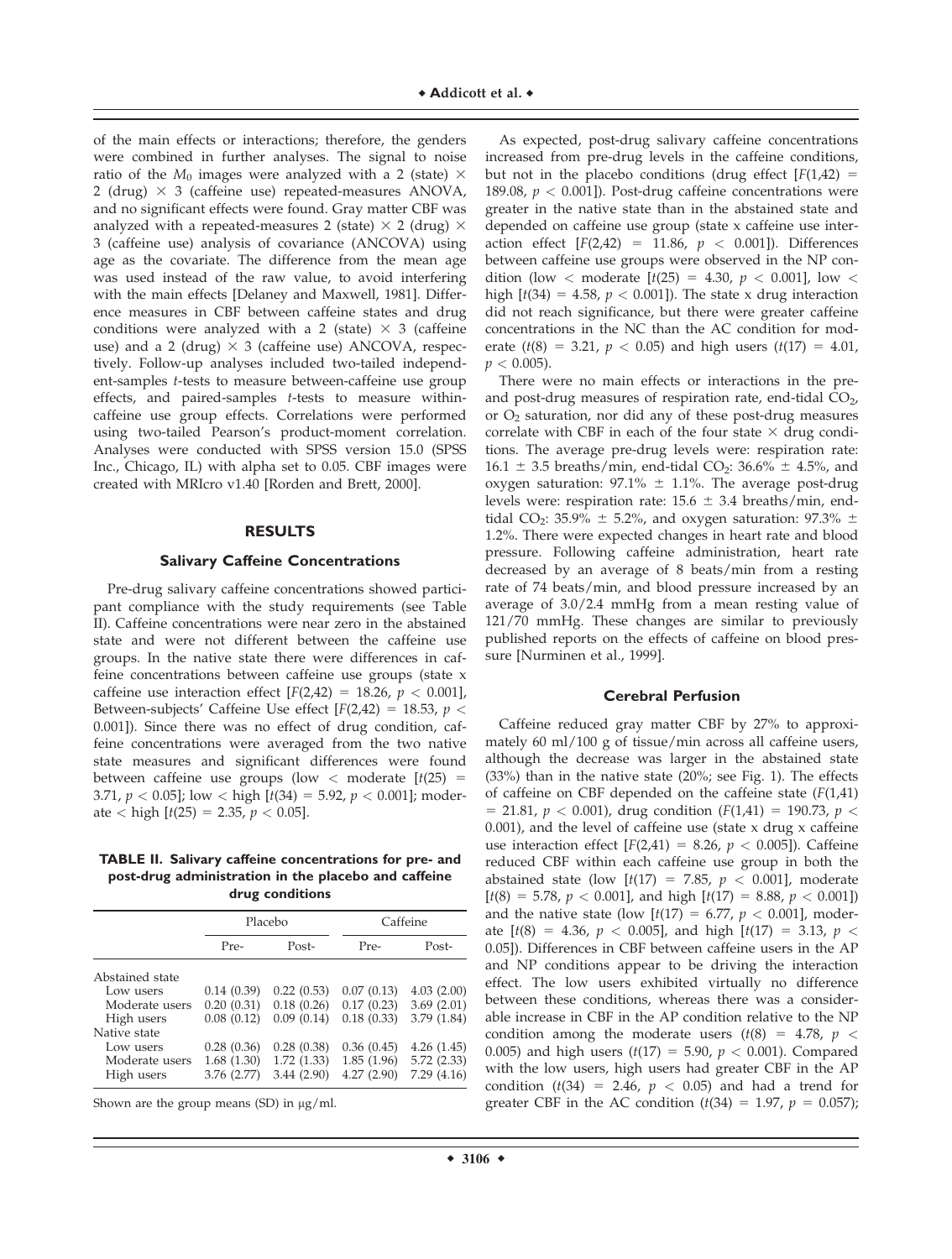of the main effects or interactions; therefore, the genders were combined in further analyses. The signal to noise ratio of the $M_0$ images were analyzed with a 2 (state) × 2 (drug) × 3 (caffeine use) repeated-measures ANOVA, and no significant effects were found. Gray matter CBF was analyzed with a repeated-measures 2 (state) × 2 (drug) × 3 (caffeine use) analysis of covariance (ANCOVA) using age as the covariate. The difference from the mean age was used instead of the raw value, to avoid interfering with the main effects [Delaney and Maxwell, 1981]. Difference measures in CBF between caffeine states and drug conditions were analyzed with a 2 (state) × 3 (caffeine use) and a 2 (drug) × 3 (caffeine use) ANCOVA, respectively. Follow-up analyses included two-tailed independent-samples *t*-tests to measure between-caffeine use group effects, and paired-samples *t*-tests to measure within-caffeine use group effects. Correlations were performed using two-tailed Pearson's product-moment correlation. Analyses were conducted with SPSS version 15.0 (SPSS Inc., Chicago, IL) with alpha set to 0.05. CBF images were created with MRIcro v1.40 [Rorden and Brett, 2000].

## RESULTS

### Salivary Caffeine Concentrations

Pre-drug salivary caffeine concentrations showed participant compliance with the study requirements (see Table II). Caffeine concentrations were near zero in the abstained state and were not different between the caffeine use groups. In the native state there were differences in caffeine concentrations between caffeine use groups (state x caffeine use interaction effect [$F(2,42) = 18.26$, $p < 0.001$], Between-subjects' Caffeine Use effect [$F(2,42) = 18.53$, $p < 0.001$]). Since there was no effect of drug condition, caffeine concentrations were averaged from the two native state measures and significant differences were found between caffeine use groups (low < moderate [$t(25) = 3.71$, $p < 0.05$]; low < high [$t(34) = 5.92$, $p < 0.001$]; moderate < high [$t(25) = 2.35$, $p < 0.05$].

**TABLE II. Salivary caffeine concentrations for pre- and post-drug administration in the placebo and caffeine drug conditions**

| | Placebo | | Caffeine | |
|---|---|---|---|---|
| | Pre- | Post- | Pre- | Post- |
| Abstained state | | | | |
| Low users | 0.14 (0.39) | 0.22 (0.53) | 0.07 (0.13) | 4.03 (2.00) |
| Moderate users | 0.20 (0.31) | 0.18 (0.26) | 0.17 (0.23) | 3.69 (2.01) |
| High users | 0.08 (0.12) | 0.09 (0.14) | 0.18 (0.33) | 3.79 (1.84) |
| Native state | | | | |
| Low users | 0.28 (0.36) | 0.28 (0.38) | 0.36 (0.45) | 4.26 (1.45) |
| Moderate users | 1.68 (1.30) | 1.72 (1.33) | 1.85 (1.96) | 5.72 (2.33) |
| High users | 3.76 (2.77) | 3.44 (2.90) | 4.27 (2.90) | 7.29 (4.16) |

Shown are the group means (SD) in μg/ml.

As expected, post-drug salivary caffeine concentrations increased from pre-drug levels in the caffeine conditions, but not in the placebo conditions (drug effect [$F(1,42) = 189.08$, $p < 0.001$]). Post-drug caffeine concentrations were greater in the native state than in the abstained state and depended on caffeine use group (state x caffeine use interaction effect [$F(2,42) = 11.86$, $p < 0.001$]). Differences between caffeine use groups were observed in the NP condition (low < moderate [$t(25) = 4.30$, $p < 0.001$], low < high [$t(34) = 4.58$, $p < 0.001$]). The state x drug interaction did not reach significance, but there were greater caffeine concentrations in the NC than the AC condition for moderate ($t(8) = 3.21$, $p < 0.05$) and high users ($t(17) = 4.01$, $p < 0.005$).

There were no main effects or interactions in the pre- and post-drug measures of respiration rate, end-tidal $CO_2$, or $O_2$ saturation, nor did any of these post-drug measures correlate with CBF in each of the four state × drug conditions. The average pre-drug levels were: respiration rate: 16.1 ± 3.5 breaths/min, end-tidal $CO_2$: 36.6% ± 4.5%, and oxygen saturation: 97.1% ± 1.1%. The average post-drug levels were: respiration rate: 15.6 ± 3.4 breaths/min, end-tidal $CO_2$: 35.9% ± 5.2%, and oxygen saturation: 97.3% ± 1.2%. There were expected changes in heart rate and blood pressure. Following caffeine administration, heart rate decreased by an average of 8 beats/min from a resting rate of 74 beats/min, and blood pressure increased by an average of 3.0/2.4 mmHg from a mean resting value of 121/70 mmHg. These changes are similar to previously published reports on the effects of caffeine on blood pressure [Nurminen et al., 1999].

### Cerebral Perfusion

Caffeine reduced gray matter CBF by 27% to approximately 60 ml/100 g of tissue/min across all caffeine users, although the decrease was larger in the abstained state (33%) than in the native state (20%; see Fig. 1). The effects of caffeine on CBF depended on the caffeine state ($F(1,41) = 21.81$, $p < 0.001$), drug condition ($F(1,41) = 190.73$, $p < 0.001$), and the level of caffeine use (state x drug x caffeine use interaction effect [$F(2,41) = 8.26$, $p < 0.005$]). Caffeine reduced CBF within each caffeine use group in both the abstained state (low [$t(17) = 7.85$, $p < 0.001$], moderate [$t(8) = 5.78$, $p < 0.001$], and high [$t(17) = 8.88$, $p < 0.001$]) and the native state (low [$t(17) = 6.77$, $p < 0.001$], moderate [$t(8) = 4.36$, $p < 0.005$], and high [$t(17) = 3.13$, $p < 0.05$]). Differences in CBF between caffeine users in the AP and NP conditions appear to be driving the interaction effect. The low users exhibited virtually no difference between these conditions, whereas there was a considerable increase in CBF in the AP condition relative to the NP condition among the moderate users ($t(8) = 4.78$, $p < 0.005$) and high users ($t(17) = 5.90$, $p < 0.001$). Compared with the low users, high users had greater CBF in the AP condition ($t(34) = 2.46$, $p < 0.05$) and had a trend for greater CBF in the AC condition ($t(34) = 1.97$, $p = 0.057$);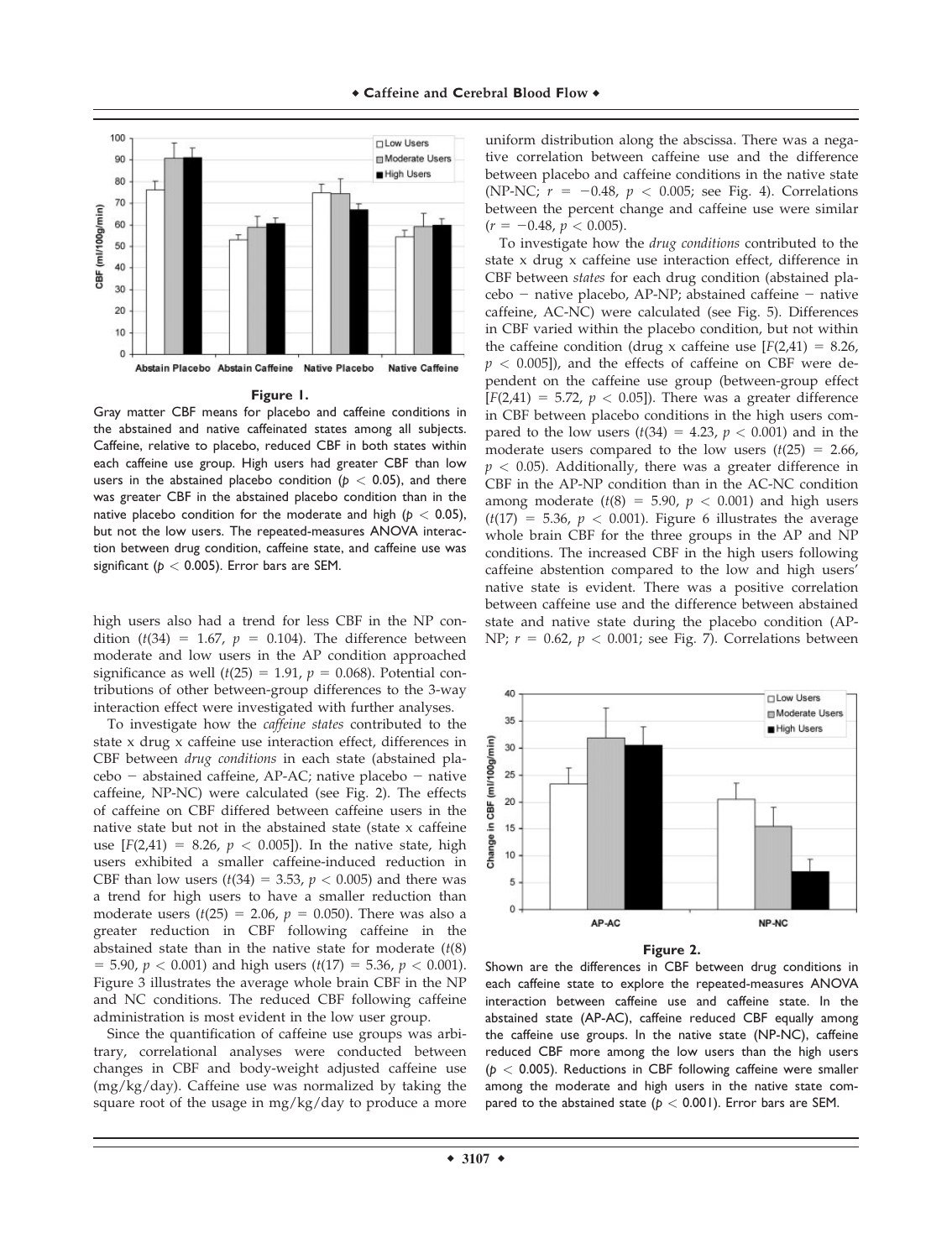**Figure 1.**

Gray matter CBF means for placebo and caffeine conditions in the abstained and native caffeinated states among all subjects. Caffeine, relative to placebo, reduced CBF in both states within each caffeine use group. High users had greater CBF than low users in the abstained placebo condition ($p < 0.05$), and there was greater CBF in the abstained placebo condition than in the native placebo condition for the moderate and high ($p < 0.05$), but not the low users. The repeated-measures ANOVA interaction between drug condition, caffeine state, and caffeine use was significant ($p < 0.005$). Error bars are SEM.

high users also had a trend for less CBF in the NP condition ($t(34) = 1.67$, $p = 0.104$). The difference between moderate and low users in the AP condition approached significance as well ($t(25) = 1.91$, $p = 0.068$). Potential contributions of other between-group differences to the 3-way interaction effect were investigated with further analyses.

To investigate how the *caffeine states* contributed to the state x drug x caffeine use interaction effect, differences in CBF between *drug conditions* in each state (abstained placebo − abstained caffeine, AP-AC; native placebo − native caffeine, NP-NC) were calculated (see Fig. 2). The effects of caffeine on CBF differed between caffeine users in the native state but not in the abstained state (state x caffeine use [$F(2,41) = 8.26$, $p < 0.005$]). In the native state, high users exhibited a smaller caffeine-induced reduction in CBF than low users ($t(34) = 3.53$, $p < 0.005$) and there was a trend for high users to have a smaller reduction than moderate users ($t(25) = 2.06$, $p = 0.050$). There was also a greater reduction in CBF following caffeine in the abstained state than in the native state for moderate ($t(8) = 5.90$, $p < 0.001$) and high users ($t(17) = 5.36$, $p < 0.001$). Figure 3 illustrates the average whole brain CBF in the NP and NC conditions. The reduced CBF following caffeine administration is most evident in the low user group.

Since the quantification of caffeine use groups was arbitrary, correlational analyses were conducted between changes in CBF and body-weight adjusted caffeine use (mg/kg/day). Caffeine use was normalized by taking the square root of the usage in mg/kg/day to produce a more uniform distribution along the abscissa. There was a negative correlation between caffeine use and the difference between placebo and caffeine conditions in the native state (NP-NC; $r = -0.48$, $p < 0.005$; see Fig. 4). Correlations between the percent change and caffeine use were similar ($r = -0.48$, $p < 0.005$).

To investigate how the *drug conditions* contributed to the state x drug x caffeine use interaction effect, difference in CBF between *states* for each drug condition (abstained placebo − native placebo, AP-NP; abstained caffeine − native caffeine, AC-NC) were calculated (see Fig. 5). Differences in CBF varied within the placebo condition, but not within the caffeine condition (drug x caffeine use [$F(2,41) = 8.26$, $p < 0.005$]), and the effects of caffeine on CBF were dependent on the caffeine use group (between-group effect [$F(2,41) = 5.72$, $p < 0.05$]). There was a greater difference in CBF between placebo conditions in the high users compared to the low users ($t(34) = 4.23$, $p < 0.001$) and in the moderate users compared to the low users ($t(25) = 2.66$, $p < 0.05$). Additionally, there was a greater difference in CBF in the AP-NP condition than in the AC-NC condition among moderate ($t(8) = 5.90$, $p < 0.001$) and high users ($t(17) = 5.36$, $p < 0.001$). Figure 6 illustrates the average whole brain CBF for the three groups in the AP and NP conditions. The increased CBF in the high users following caffeine abstention compared to the low and high users' native state is evident. There was a positive correlation between caffeine use and the difference between abstained state and native state during the placebo condition (AP-NP; $r = 0.62$, $p < 0.001$; see Fig. 7). Correlations between

**Figure 2.**

Shown are the differences in CBF between drug conditions in each caffeine state to explore the repeated-measures ANOVA interaction between caffeine use and caffeine state. In the abstained state (AP-AC), caffeine reduced CBF equally among the caffeine use groups. In the native state (NP-NC), caffeine reduced CBF more among the low users than the high users ($p < 0.005$). Reductions in CBF following caffeine were smaller among the moderate and high users in the native state compared to the abstained state ($p < 0.001$). Error bars are SEM.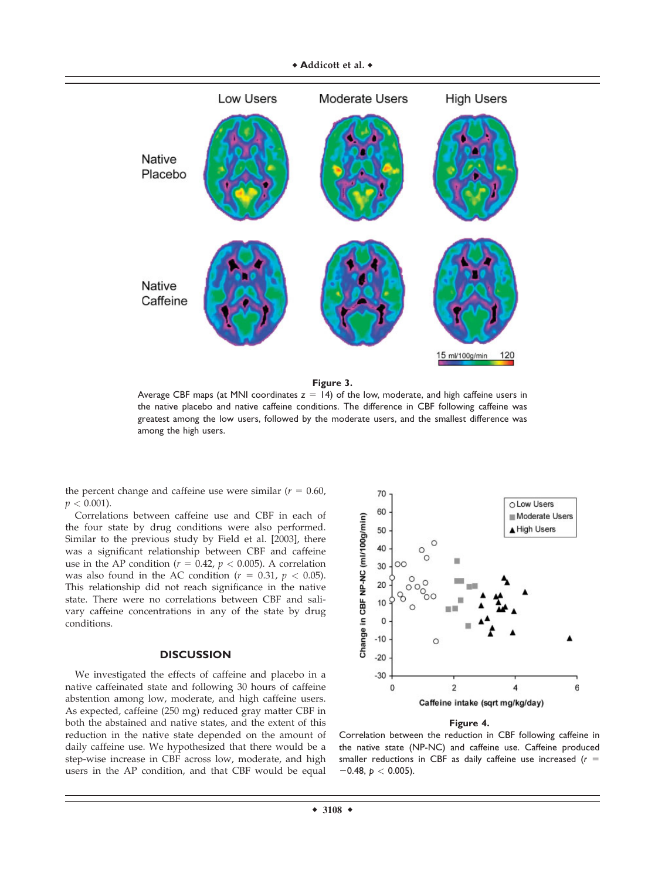**Figure 3.**

Average CBF maps (at MNI coordinates z = 14) of the low, moderate, and high caffeine users in the native placebo and native caffeine conditions. The difference in CBF following caffeine was greatest among the low users, followed by the moderate users, and the smallest difference was among the high users.

the percent change and caffeine use were similar ($r = 0.60$, $p < 0.001$).

Correlations between caffeine use and CBF in each of the four state by drug conditions were also performed. Similar to the previous study by Field et al. [2003], there was a significant relationship between CBF and caffeine use in the AP condition ($r = 0.42$, $p < 0.005$). A correlation was also found in the AC condition ($r = 0.31$, $p < 0.05$). This relationship did not reach significance in the native state. There were no correlations between CBF and salivary caffeine concentrations in any of the state by drug conditions.

## DISCUSSION

We investigated the effects of caffeine and placebo in a native caffeinated state and following 30 hours of caffeine abstention among low, moderate, and high caffeine users. As expected, caffeine (250 mg) reduced gray matter CBF in both the abstained and native states, and the extent of this reduction in the native state depended on the amount of daily caffeine use. We hypothesized that there would be a step-wise increase in CBF across low, moderate, and high users in the AP condition, and that CBF would be equal

**Figure 4.**

Correlation between the reduction in CBF following caffeine in the native state (NP-NC) and caffeine use. Caffeine produced smaller reductions in CBF as daily caffeine use increased ($r = -0.48$, $p < 0.005$).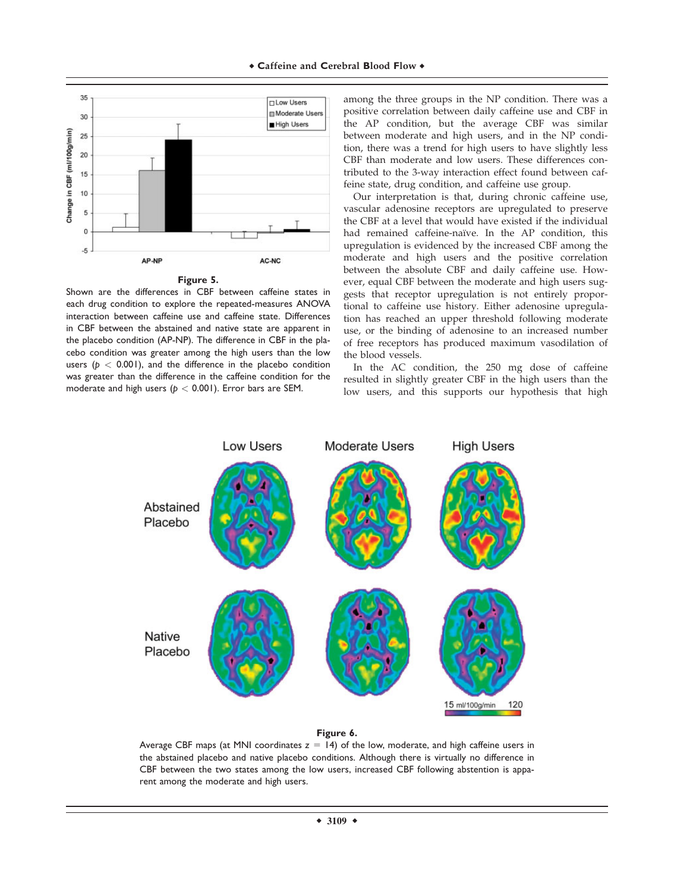**Figure 5.**

Shown are the differences in CBF between caffeine states in each drug condition to explore the repeated-measures ANOVA interaction between caffeine use and caffeine state. Differences in CBF between the abstained and native state are apparent in the placebo condition (AP-NP). The difference in CBF in the placebo condition was greater among the high users than the low users ($p < 0.001$), and the difference in the placebo condition was greater than the difference in the caffeine condition for the moderate and high users ($p < 0.001$). Error bars are SEM.

among the three groups in the NP condition. There was a positive correlation between daily caffeine use and CBF in the AP condition, but the average CBF was similar between moderate and high users, and in the NP condition, there was a trend for high users to have slightly less CBF than moderate and low users. These differences contributed to the 3-way interaction effect found between caffeine state, drug condition, and caffeine use group.

Our interpretation is that, during chronic caffeine use, vascular adenosine receptors are upregulated to preserve the CBF at a level that would have existed if the individual had remained caffeine-naïve. In the AP condition, this upregulation is evidenced by the increased CBF among the moderate and high users and the positive correlation between the absolute CBF and daily caffeine use. However, equal CBF between the moderate and high users suggests that receptor upregulation is not entirely proportional to caffeine use history. Either adenosine upregulation has reached an upper threshold following moderate use, or the binding of adenosine to an increased number of free receptors has produced maximum vasodilation of the blood vessels.

In the AC condition, the 250 mg dose of caffeine resulted in slightly greater CBF in the high users than the low users, and this supports our hypothesis that high

**Figure 6.**

Average CBF maps (at MNI coordinates z = 14) of the low, moderate, and high caffeine users in the abstained placebo and native placebo conditions. Although there is virtually no difference in CBF between the two states among the low users, increased CBF following abstention is apparent among the moderate and high users.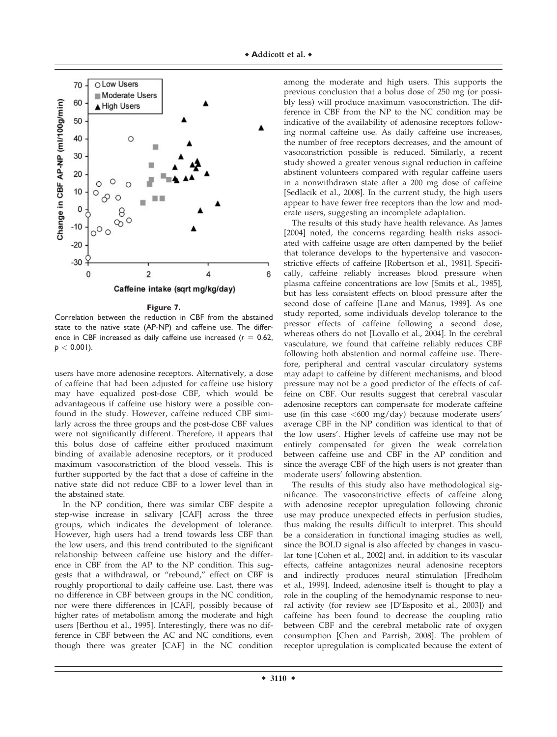**Figure 7.**

Correlation between the reduction in CBF from the abstained state to the native state (AP-NP) and caffeine use. The difference in CBF increased as daily caffeine use increased ($r = 0.62$, $p < 0.001$).

users have more adenosine receptors. Alternatively, a dose of caffeine that had been adjusted for caffeine use history may have equalized post-dose CBF, which would be advantageous if caffeine use history were a possible confound in the study. However, caffeine reduced CBF similarly across the three groups and the post-dose CBF values were not significantly different. Therefore, it appears that this bolus dose of caffeine either produced maximum binding of available adenosine receptors, or it produced maximum vasoconstriction of the blood vessels. This is further supported by the fact that a dose of caffeine in the native state did not reduce CBF to a lower level than in the abstained state.

In the NP condition, there was similar CBF despite a step-wise increase in salivary [CAF] across the three groups, which indicates the development of tolerance. However, high users had a trend towards less CBF than the low users, and this trend contributed to the significant relationship between caffeine use history and the difference in CBF from the AP to the NP condition. This suggests that a withdrawal, or "rebound," effect on CBF is roughly proportional to daily caffeine use. Last, there was no difference in CBF between groups in the NC condition, nor were there differences in [CAF], possibly because of higher rates of metabolism among the moderate and high users [Berthou et al., 1995]. Interestingly, there was no difference in CBF between the AC and NC conditions, even though there was greater [CAF] in the NC condition among the moderate and high users. This supports the previous conclusion that a bolus dose of 250 mg (or possibly less) will produce maximum vasoconstriction. The difference in CBF from the NP to the NC condition may be indicative of the availability of adenosine receptors following normal caffeine use. As daily caffeine use increases, the number of free receptors decreases, and the amount of vasoconstriction possible is reduced. Similarly, a recent study showed a greater venous signal reduction in caffeine abstinent volunteers compared with regular caffeine users in a nonwithdrawn state after a 200 mg dose of caffeine [Sedlacik et al., 2008]. In the current study, the high users appear to have fewer free receptors than the low and moderate users, suggesting an incomplete adaptation.

The results of this study have health relevance. As James [2004] noted, the concerns regarding health risks associated with caffeine usage are often dampened by the belief that tolerance develops to the hypertensive and vasoconstrictive effects of caffeine [Robertson et al., 1981]. Specifically, caffeine reliably increases blood pressure when plasma caffeine concentrations are low [Smits et al., 1985], but has less consistent effects on blood pressure after the second dose of caffeine [Lane and Manus, 1989]. As one study reported, some individuals develop tolerance to the pressor effects of caffeine following a second dose, whereas others do not [Lovallo et al., 2004]. In the cerebral vasculature, we found that caffeine reliably reduces CBF following both abstention and normal caffeine use. Therefore, peripheral and central vascular circulatory systems may adapt to caffeine by different mechanisms, and blood pressure may not be a good predictor of the effects of caffeine on CBF. Our results suggest that cerebral vascular adenosine receptors can compensate for moderate caffeine use (in this case <600 mg/day) because moderate users' average CBF in the NP condition was identical to that of the low users'. Higher levels of caffeine use may not be entirely compensated for given the weak correlation between caffeine use and CBF in the AP condition and since the average CBF of the high users is not greater than moderate users' following abstention.

The results of this study also have methodological significance. The vasoconstrictive effects of caffeine along with adenosine receptor upregulation following chronic use may produce unexpected effects in perfusion studies, thus making the results difficult to interpret. This should be a consideration in functional imaging studies as well, since the BOLD signal is also affected by changes in vascular tone [Cohen et al., 2002] and, in addition to its vascular effects, caffeine antagonizes neural adenosine receptors and indirectly produces neural stimulation [Fredholm et al., 1999]. Indeed, adenosine itself is thought to play a role in the coupling of the hemodynamic response to neural activity (for review see [D'Esposito et al., 2003]) and caffeine has been found to decrease the coupling ratio between CBF and the cerebral metabolic rate of oxygen consumption [Chen and Parrish, 2008]. The problem of receptor upregulation is complicated because the extent of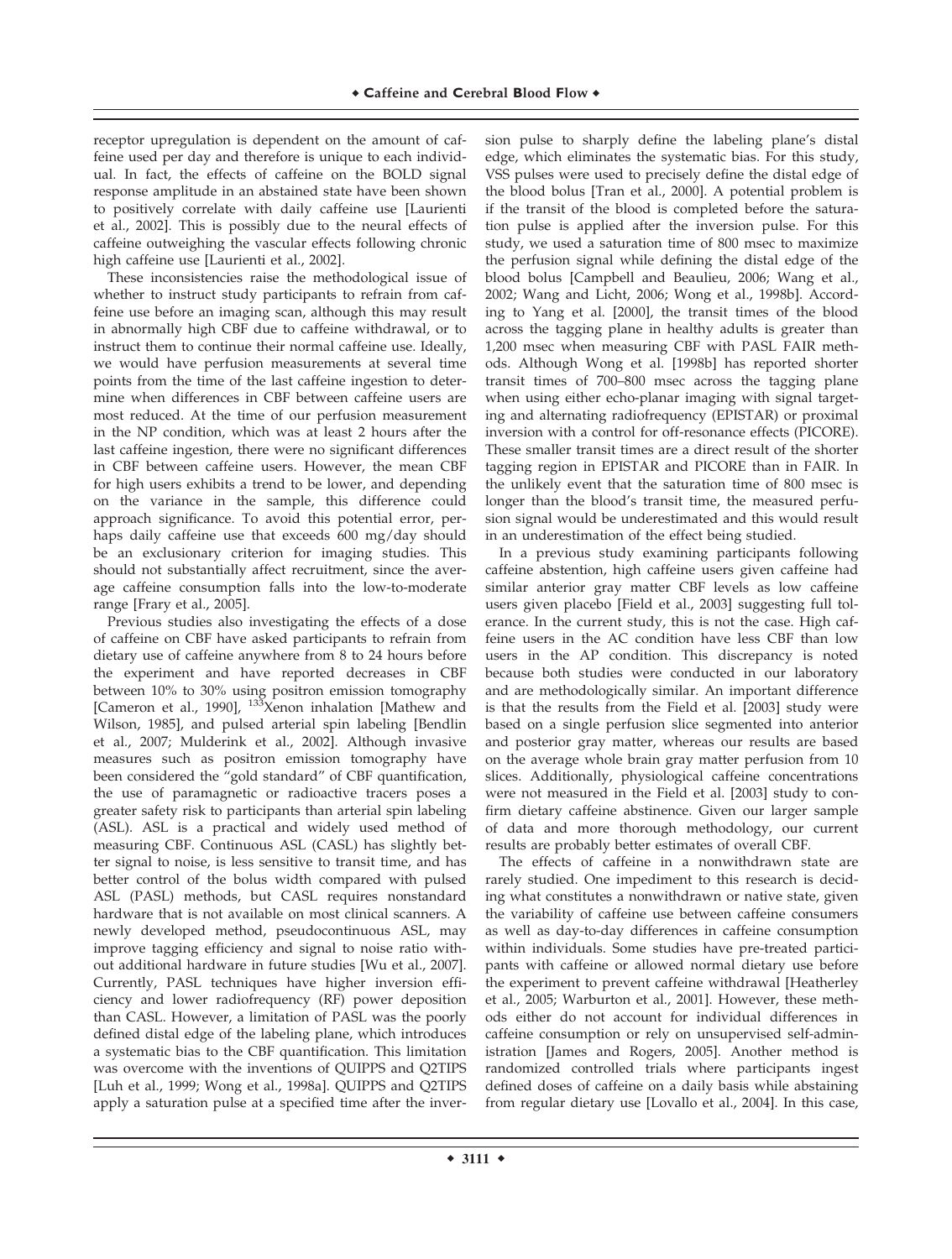receptor upregulation is dependent on the amount of caffeine used per day and therefore is unique to each individual. In fact, the effects of caffeine on the BOLD signal response amplitude in an abstained state have been shown to positively correlate with daily caffeine use [Laurienti et al., 2002]. This is possibly due to the neural effects of caffeine outweighing the vascular effects following chronic high caffeine use [Laurienti et al., 2002].

These inconsistencies raise the methodological issue of whether to instruct study participants to refrain from caffeine use before an imaging scan, although this may result in abnormally high CBF due to caffeine withdrawal, or to instruct them to continue their normal caffeine use. Ideally, we would have perfusion measurements at several time points from the time of the last caffeine ingestion to determine when differences in CBF between caffeine users are most reduced. At the time of our perfusion measurement in the NP condition, which was at least 2 hours after the last caffeine ingestion, there were no significant differences in CBF between caffeine users. However, the mean CBF for high users exhibits a trend to be lower, and depending on the variance in the sample, this difference could approach significance. To avoid this potential error, perhaps daily caffeine use that exceeds 600 mg/day should be an exclusionary criterion for imaging studies. This should not substantially affect recruitment, since the average caffeine consumption falls into the low-to-moderate range [Frary et al., 2005].

Previous studies also investigating the effects of a dose of caffeine on CBF have asked participants to refrain from dietary use of caffeine anywhere from 8 to 24 hours before the experiment and have reported decreases in CBF between 10% to 30% using positron emission tomography [Cameron et al., 1990], $^{133}$Xenon inhalation [Mathew and Wilson, 1985], and pulsed arterial spin labeling [Bendlin et al., 2007; Mulderink et al., 2002]. Although invasive measures such as positron emission tomography have been considered the "gold standard" of CBF quantification, the use of paramagnetic or radioactive tracers poses a greater safety risk to participants than arterial spin labeling (ASL). ASL is a practical and widely used method of measuring CBF. Continuous ASL (CASL) has slightly better signal to noise, is less sensitive to transit time, and has better control of the bolus width compared with pulsed ASL (PASL) methods, but CASL requires nonstandard hardware that is not available on most clinical scanners. A newly developed method, pseudocontinuous ASL, may improve tagging efficiency and signal to noise ratio without additional hardware in future studies [Wu et al., 2007]. Currently, PASL techniques have higher inversion efficiency and lower radiofrequency (RF) power deposition than CASL. However, a limitation of PASL was the poorly defined distal edge of the labeling plane, which introduces a systematic bias to the CBF quantification. This limitation was overcome with the inventions of QUIPPS and Q2TIPS [Luh et al., 1999; Wong et al., 1998a]. QUIPPS and Q2TIPS apply a saturation pulse at a specified time after the inversion pulse to sharply define the labeling plane's distal edge, which eliminates the systematic bias. For this study, VSS pulses were used to precisely define the distal edge of the blood bolus [Tran et al., 2000]. A potential problem is if the transit of the blood is completed before the saturation pulse is applied after the inversion pulse. For this study, we used a saturation time of 800 msec to maximize the perfusion signal while defining the distal edge of the blood bolus [Campbell and Beaulieu, 2006; Wang et al., 2002; Wang and Licht, 2006; Wong et al., 1998b]. According to Yang et al. [2000], the transit times of the blood across the tagging plane in healthy adults is greater than 1,200 msec when measuring CBF with PASL FAIR methods. Although Wong et al. [1998b] has reported shorter transit times of 700–800 msec across the tagging plane when using either echo-planar imaging with signal targeting and alternating radiofrequency (EPISTAR) or proximal inversion with a control for off-resonance effects (PICORE). These smaller transit times are a direct result of the shorter tagging region in EPISTAR and PICORE than in FAIR. In the unlikely event that the saturation time of 800 msec is longer than the blood's transit time, the measured perfusion signal would be underestimated and this would result in an underestimation of the effect being studied.

In a previous study examining participants following caffeine abstention, high caffeine users given caffeine had similar anterior gray matter CBF levels as low caffeine users given placebo [Field et al., 2003] suggesting full tolerance. In the current study, this is not the case. High caffeine users in the AC condition have less CBF than low users in the AP condition. This discrepancy is noted because both studies were conducted in our laboratory and are methodologically similar. An important difference is that the results from the Field et al. [2003] study were based on a single perfusion slice segmented into anterior and posterior gray matter, whereas our results are based on the average whole brain gray matter perfusion from 10 slices. Additionally, physiological caffeine concentrations were not measured in the Field et al. [2003] study to confirm dietary caffeine abstinence. Given our larger sample of data and more thorough methodology, our current results are probably better estimates of overall CBF.

The effects of caffeine in a nonwithdrawn state are rarely studied. One impediment to this research is deciding what constitutes a nonwithdrawn or native state, given the variability of caffeine use between caffeine consumers as well as day-to-day differences in caffeine consumption within individuals. Some studies have pre-treated participants with caffeine or allowed normal dietary use before the experiment to prevent caffeine withdrawal [Heatherley et al., 2005; Warburton et al., 2001]. However, these methods either do not account for individual differences in caffeine consumption or rely on unsupervised self-administration [James and Rogers, 2005]. Another method is randomized controlled trials where participants ingest defined doses of caffeine on a daily basis while abstaining from regular dietary use [Lovallo et al., 2004]. In this case,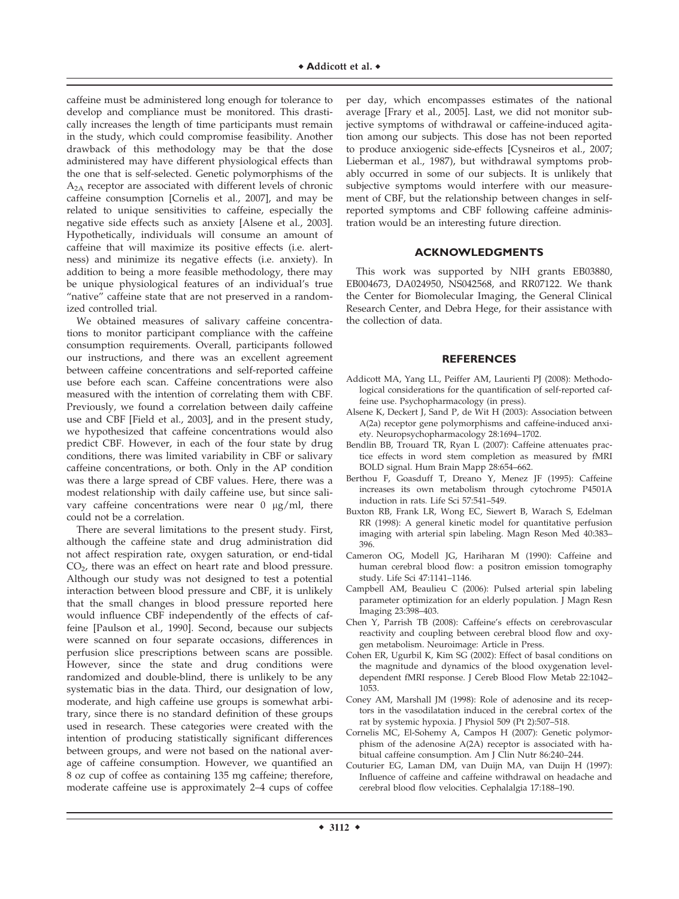caffeine must be administered long enough for tolerance to develop and compliance must be monitored. This drastically increases the length of time participants must remain in the study, which could compromise feasibility. Another drawback of this methodology may be that the dose administered may have different physiological effects than the one that is self-selected. Genetic polymorphisms of the $A_{2A}$ receptor are associated with different levels of chronic caffeine consumption [Cornelis et al., 2007], and may be related to unique sensitivities to caffeine, especially the negative side effects such as anxiety [Alsene et al., 2003]. Hypothetically, individuals will consume an amount of caffeine that will maximize its positive effects (i.e. alertness) and minimize its negative effects (i.e. anxiety). In addition to being a more feasible methodology, there may be unique physiological features of an individual's true "native" caffeine state that are not preserved in a randomized controlled trial.

We obtained measures of salivary caffeine concentrations to monitor participant compliance with the caffeine consumption requirements. Overall, participants followed our instructions, and there was an excellent agreement between caffeine concentrations and self-reported caffeine use before each scan. Caffeine concentrations were also measured with the intention of correlating them with CBF. Previously, we found a correlation between daily caffeine use and CBF [Field et al., 2003], and in the present study, we hypothesized that caffeine concentrations would also predict CBF. However, in each of the four state by drug conditions, there was limited variability in CBF or salivary caffeine concentrations, or both. Only in the AP condition was there a large spread of CBF values. Here, there was a modest relationship with daily caffeine use, but since salivary caffeine concentrations were near 0 μg/ml, there could not be a correlation.

There are several limitations to the present study. First, although the caffeine state and drug administration did not affect respiration rate, oxygen saturation, or end-tidal $CO_2$, there was an effect on heart rate and blood pressure. Although our study was not designed to test a potential interaction between blood pressure and CBF, it is unlikely that the small changes in blood pressure reported here would influence CBF independently of the effects of caffeine [Paulson et al., 1990]. Second, because our subjects were scanned on four separate occasions, differences in perfusion slice prescriptions between scans are possible. However, since the state and drug conditions were randomized and double-blind, there is unlikely to be any systematic bias in the data. Third, our designation of low, moderate, and high caffeine use groups is somewhat arbitrary, since there is no standard definition of these groups used in research. These categories were created with the intention of producing statistically significant differences between groups, and were not based on the national average of caffeine consumption. However, we quantified an 8 oz cup of coffee as containing 135 mg caffeine; therefore, moderate caffeine use is approximately 2–4 cups of coffee per day, which encompasses estimates of the national average [Frary et al., 2005]. Last, we did not monitor subjective symptoms of withdrawal or caffeine-induced agitation among our subjects. This dose has not been reported to produce anxiogenic side-effects [Cysneiros et al., 2007; Lieberman et al., 1987], but withdrawal symptoms probably occurred in some of our subjects. It is unlikely that subjective symptoms would interfere with our measurement of CBF, but the relationship between changes in self-reported symptoms and CBF following caffeine administration would be an interesting future direction.

## ACKNOWLEDGMENTS

This work was supported by NIH grants EB03880, EB004673, DA024950, NS042568, and RR07122. We thank the Center for Biomolecular Imaging, the General Clinical Research Center, and Debra Hege, for their assistance with the collection of data.

## REFERENCES

Addicott MA, Yang LL, Peiffer AM, Laurienti PJ (2008): Methodological considerations for the quantification of self-reported caffeine use. Psychopharmacology (in press).

Alsene K, Deckert J, Sand P, de Wit H (2003): Association between A(2a) receptor gene polymorphisms and caffeine-induced anxiety. Neuropsychopharmacology 28:1694–1702.

Bendlin BB, Trouard TR, Ryan L (2007): Caffeine attenuates practice effects in word stem completion as measured by fMRI BOLD signal. Hum Brain Mapp 28:654–662.

Berthou F, Goasduff T, Dreano Y, Menez JF (1995): Caffeine increases its own metabolism through cytochrome P4501A induction in rats. Life Sci 57:541–549.

Buxton RB, Frank LR, Wong EC, Siewert B, Warach S, Edelman RR (1998): A general kinetic model for quantitative perfusion imaging with arterial spin labeling. Magn Reson Med 40:383–396.

Cameron OG, Modell JG, Hariharan M (1990): Caffeine and human cerebral blood flow: a positron emission tomography study. Life Sci 47:1141–1146.

Campbell AM, Beaulieu C (2006): Pulsed arterial spin labeling parameter optimization for an elderly population. J Magn Resn Imaging 23:398–403.

Chen Y, Parrish TB (2008): Caffeine's effects on cerebrovascular reactivity and coupling between cerebral blood flow and oxygen metabolism. Neuroimage: Article in Press.

Cohen ER, Ugurbil K, Kim SG (2002): Effect of basal conditions on the magnitude and dynamics of the blood oxygenation level-dependent fMRI response. J Cereb Blood Flow Metab 22:1042–1053.

Coney AM, Marshall JM (1998): Role of adenosine and its receptors in the vasodilatation induced in the cerebral cortex of the rat by systemic hypoxia. J Physiol 509 (Pt 2):507–518.

Cornelis MC, El-Sohemy A, Campos H (2007): Genetic polymorphism of the adenosine A(2A) receptor is associated with habitual caffeine consumption. Am J Clin Nutr 86:240–244.

Couturier EG, Laman DM, van Duijn MA, van Duijn H (1997): Influence of caffeine and caffeine withdrawal on headache and cerebral blood flow velocities. Cephalalgia 17:188–190.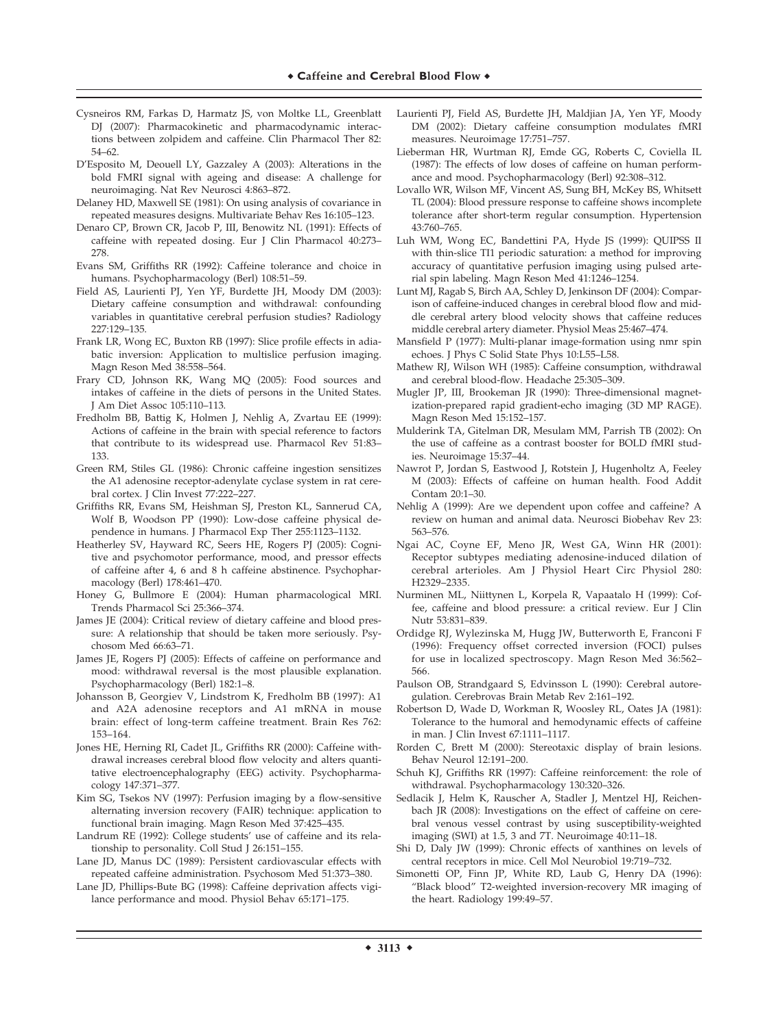Cysneiros RM, Farkas D, Harmatz JS, von Moltke LL, Greenblatt DJ (2007): Pharmacokinetic and pharmacodynamic interactions between zolpidem and caffeine. Clin Pharmacol Ther 82: 54–62.

D'Esposito M, Deouell LY, Gazzaley A (2003): Alterations in the bold FMRI signal with ageing and disease: A challenge for neuroimaging. Nat Rev Neurosci 4:863–872.

Delaney HD, Maxwell SE (1981): On using analysis of covariance in repeated measures designs. Multivariate Behav Res 16:105–123.

Denaro CP, Brown CR, Jacob P, III, Benowitz NL (1991): Effects of caffeine with repeated dosing. Eur J Clin Pharmacol 40:273–278.

Evans SM, Griffiths RR (1992): Caffeine tolerance and choice in humans. Psychopharmacology (Berl) 108:51–59.

Field AS, Laurienti PJ, Yen YF, Burdette JH, Moody DM (2003): Dietary caffeine consumption and withdrawal: confounding variables in quantitative cerebral perfusion studies? Radiology 227:129–135.

Frank LR, Wong EC, Buxton RB (1997): Slice profile effects in adiabatic inversion: Application to multislice perfusion imaging. Magn Reson Med 38:558–564.

Frary CD, Johnson RK, Wang MQ (2005): Food sources and intakes of caffeine in the diets of persons in the United States. J Am Diet Assoc 105:110–113.

Fredholm BB, Battig K, Holmen J, Nehlig A, Zvartau EE (1999): Actions of caffeine in the brain with special reference to factors that contribute to its widespread use. Pharmacol Rev 51:83–133.

Green RM, Stiles GL (1986): Chronic caffeine ingestion sensitizes the A1 adenosine receptor-adenylate cyclase system in rat cerebral cortex. J Clin Invest 77:222–227.

Griffiths RR, Evans SM, Heishman SJ, Preston KL, Sannerud CA, Wolf B, Woodson PP (1990): Low-dose caffeine physical dependence in humans. J Pharmacol Exp Ther 255:1123–1132.

Heatherley SV, Hayward RC, Seers HE, Rogers PJ (2005): Cognitive and psychomotor performance, mood, and pressor effects of caffeine after 4, 6 and 8 h caffeine abstinence. Psychopharmacology (Berl) 178:461–470.

Honey G, Bullmore E (2004): Human pharmacological MRI. Trends Pharmacol Sci 25:366–374.

James JE (2004): Critical review of dietary caffeine and blood pressure: A relationship that should be taken more seriously. Psychosom Med 66:63–71.

James JE, Rogers PJ (2005): Effects of caffeine on performance and mood: withdrawal reversal is the most plausible explanation. Psychopharmacology (Berl) 182:1–8.

Johansson B, Georgiev V, Lindstrom K, Fredholm BB (1997): A1 and A2A adenosine receptors and A1 mRNA in mouse brain: effect of long-term caffeine treatment. Brain Res 762: 153–164.

Jones HE, Herning RI, Cadet JL, Griffiths RR (2000): Caffeine withdrawal increases cerebral blood flow velocity and alters quantitative electroencephalography (EEG) activity. Psychopharmacology 147:371–377.

Kim SG, Tsekos NV (1997): Perfusion imaging by a flow-sensitive alternating inversion recovery (FAIR) technique: application to functional brain imaging. Magn Reson Med 37:425–435.

Landrum RE (1992): College students' use of caffeine and its relationship to personality. Coll Stud J 26:151–155.

Lane JD, Manus DC (1989): Persistent cardiovascular effects with repeated caffeine administration. Psychosom Med 51:373–380.

Lane JD, Phillips-Bute BG (1998): Caffeine deprivation affects vigilance performance and mood. Physiol Behav 65:171–175.

Laurienti PJ, Field AS, Burdette JH, Maldjian JA, Yen YF, Moody DM (2002): Dietary caffeine consumption modulates fMRI measures. Neuroimage 17:751–757.

Lieberman HR, Wurtman RJ, Emde GG, Roberts C, Coviella IL (1987): The effects of low doses of caffeine on human performance and mood. Psychopharmacology (Berl) 92:308–312.

Lovallo WR, Wilson MF, Vincent AS, Sung BH, McKey BS, Whitsett TL (2004): Blood pressure response to caffeine shows incomplete tolerance after short-term regular consumption. Hypertension 43:760–765.

Luh WM, Wong EC, Bandettini PA, Hyde JS (1999): QUIPSS II with thin-slice TI1 periodic saturation: a method for improving accuracy of quantitative perfusion imaging using pulsed arterial spin labeling. Magn Reson Med 41:1246–1254.

Lunt MJ, Ragab S, Birch AA, Schley D, Jenkinson DF (2004): Comparison of caffeine-induced changes in cerebral blood flow and middle cerebral artery blood velocity shows that caffeine reduces middle cerebral artery diameter. Physiol Meas 25:467–474.

Mansfield P (1977): Multi-planar image-formation using nmr spin echoes. J Phys C Solid State Phys 10:L55–L58.

Mathew RJ, Wilson WH (1985): Caffeine consumption, withdrawal and cerebral blood-flow. Headache 25:305–309.

Mugler JP, III, Brookeman JR (1990): Three-dimensional magnetization-prepared rapid gradient-echo imaging (3D MP RAGE). Magn Reson Med 15:152–157.

Mulderink TA, Gitelman DR, Mesulam MM, Parrish TB (2002): On the use of caffeine as a contrast booster for BOLD fMRI studies. Neuroimage 15:37–44.

Nawrot P, Jordan S, Eastwood J, Rotstein J, Hugenholtz A, Feeley M (2003): Effects of caffeine on human health. Food Addit Contam 20:1–30.

Nehlig A (1999): Are we dependent upon coffee and caffeine? A review on human and animal data. Neurosci Biobehav Rev 23: 563–576.

Ngai AC, Coyne EF, Meno JR, West GA, Winn HR (2001): Receptor subtypes mediating adenosine-induced dilation of cerebral arterioles. Am J Physiol Heart Circ Physiol 280: H2329–2335.

Nurminen ML, Niittynen L, Korpela R, Vapaatalo H (1999): Coffee, caffeine and blood pressure: a critical review. Eur J Clin Nutr 53:831–839.

Ordidge RJ, Wylezinska M, Hugg JW, Butterworth E, Franconi F (1996): Frequency offset corrected inversion (FOCI) pulses for use in localized spectroscopy. Magn Reson Med 36:562–566.

Paulson OB, Strandgaard S, Edvinsson L (1990): Cerebral autoregulation. Cerebrovas Brain Metab Rev 2:161–192.

Robertson D, Wade D, Workman R, Woosley RL, Oates JA (1981): Tolerance to the humoral and hemodynamic effects of caffeine in man. J Clin Invest 67:1111–1117.

Rorden C, Brett M (2000): Stereotaxic display of brain lesions. Behav Neurol 12:191–200.

Schuh KJ, Griffiths RR (1997): Caffeine reinforcement: the role of withdrawal. Psychopharmacology 130:320–326.

Sedlacik J, Helm K, Rauscher A, Stadler J, Mentzel HJ, Reichenbach JR (2008): Investigations on the effect of caffeine on cerebral venous vessel contrast by using susceptibility-weighted imaging (SWI) at 1.5, 3 and 7T. Neuroimage 40:11–18.

Shi D, Daly JW (1999): Chronic effects of xanthines on levels of central receptors in mice. Cell Mol Neurobiol 19:719–732.

Simonetti OP, Finn JP, White RD, Laub G, Henry DA (1996): "Black blood" T2-weighted inversion-recovery MR imaging of the heart. Radiology 199:49–57.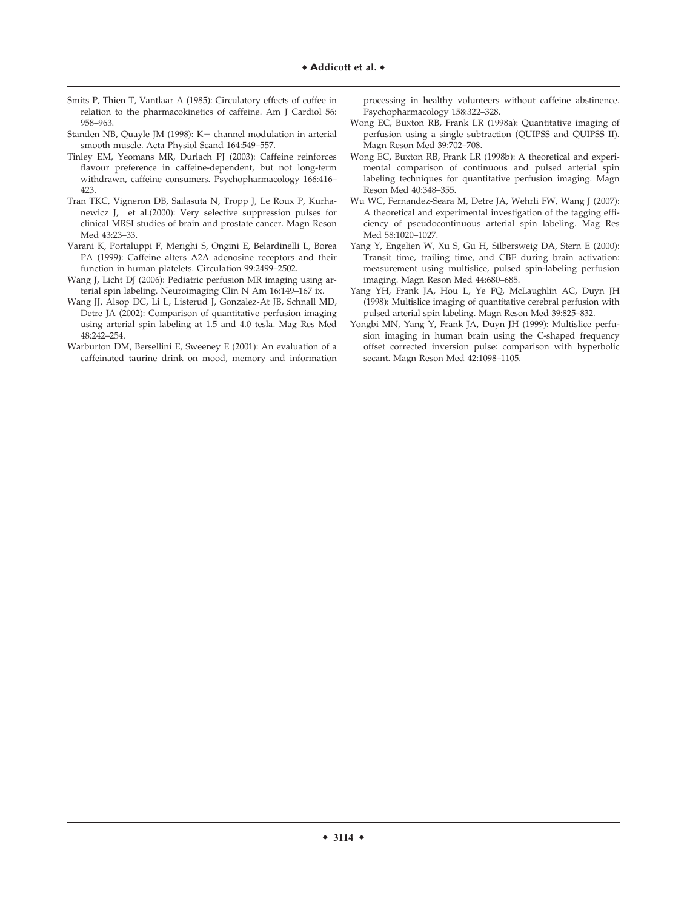Smits P, Thien T, Vantlaar A (1985): Circulatory effects of coffee in relation to the pharmacokinetics of caffeine. Am J Cardiol 56: 958–963.

Standen NB, Quayle JM (1998): K+ channel modulation in arterial smooth muscle. Acta Physiol Scand 164:549–557.

Tinley EM, Yeomans MR, Durlach PJ (2003): Caffeine reinforces flavour preference in caffeine-dependent, but not long-term withdrawn, caffeine consumers. Psychopharmacology 166:416–423.

Tran TKC, Vigneron DB, Sailasuta N, Tropp J, Le Roux P, Kurhanewicz J, et al.(2000): Very selective suppression pulses for clinical MRSI studies of brain and prostate cancer. Magn Reson Med 43:23–33.

Varani K, Portaluppi F, Merighi S, Ongini E, Belardinelli L, Borea PA (1999): Caffeine alters A2A adenosine receptors and their function in human platelets. Circulation 99:2499–2502.

Wang J, Licht DJ (2006): Pediatric perfusion MR imaging using arterial spin labeling. Neuroimaging Clin N Am 16:149–167 ix.

Wang JJ, Alsop DC, Li L, Listerud J, Gonzalez-At JB, Schnall MD, Detre JA (2002): Comparison of quantitative perfusion imaging using arterial spin labeling at 1.5 and 4.0 tesla. Mag Res Med 48:242–254.

Warburton DM, Bersellini E, Sweeney E (2001): An evaluation of a caffeinated taurine drink on mood, memory and information processing in healthy volunteers without caffeine abstinence. Psychopharmacology 158:322–328.

Wong EC, Buxton RB, Frank LR (1998a): Quantitative imaging of perfusion using a single subtraction (QUIPSS and QUIPSS II). Magn Reson Med 39:702–708.

Wong EC, Buxton RB, Frank LR (1998b): A theoretical and experimental comparison of continuous and pulsed arterial spin labeling techniques for quantitative perfusion imaging. Magn Reson Med 40:348–355.

Wu WC, Fernandez-Seara M, Detre JA, Wehrli FW, Wang J (2007): A theoretical and experimental investigation of the tagging efficiency of pseudocontinuous arterial spin labeling. Mag Res Med 58:1020–1027.

Yang Y, Engelien W, Xu S, Gu H, Silbersweig DA, Stern E (2000): Transit time, trailing time, and CBF during brain activation: measurement using multislice, pulsed spin-labeling perfusion imaging. Magn Reson Med 44:680–685.

Yang YH, Frank JA, Hou L, Ye FQ, McLaughlin AC, Duyn JH (1998): Multislice imaging of quantitative cerebral perfusion with pulsed arterial spin labeling. Magn Reson Med 39:825–832.

Yongbi MN, Yang Y, Frank JA, Duyn JH (1999): Multislice perfusion imaging in human brain using the C-shaped frequency offset corrected inversion pulse: comparison with hyperbolic secant. Magn Reson Med 42:1098–1105.